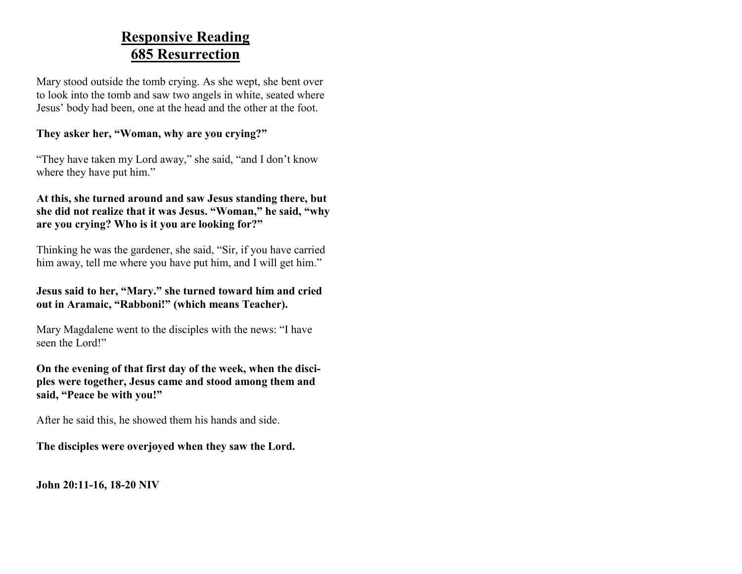# Responsive Reading
# 685 Resurrection

Mary stood outside the tomb crying. As she wept, she bent over to look into the tomb and saw two angels in white, seated where Jesus' body had been, one at the head and the other at the foot.

**They asker her, "Woman, why are you crying?"**

"They have taken my Lord away," she said, "and I don't know where they have put him."

**At this, she turned around and saw Jesus standing there, but she did not realize that it was Jesus. "Woman," he said, "why are you crying? Who is it you are looking for?"**

Thinking he was the gardener, she said, "Sir, if you have carried him away, tell me where you have put him, and I will get him."

**Jesus said to her, "Mary." she turned toward him and cried out in Aramaic, "Rabboni!" (which means Teacher).**

Mary Magdalene went to the disciples with the news: "I have seen the Lord!"

**On the evening of that first day of the week, when the disciples were together, Jesus came and stood among them and said, "Peace be with you!"**

After he said this, he showed them his hands and side.

**The disciples were overjoyed when they saw the Lord.**

**John 20:11-16, 18-20 NIV**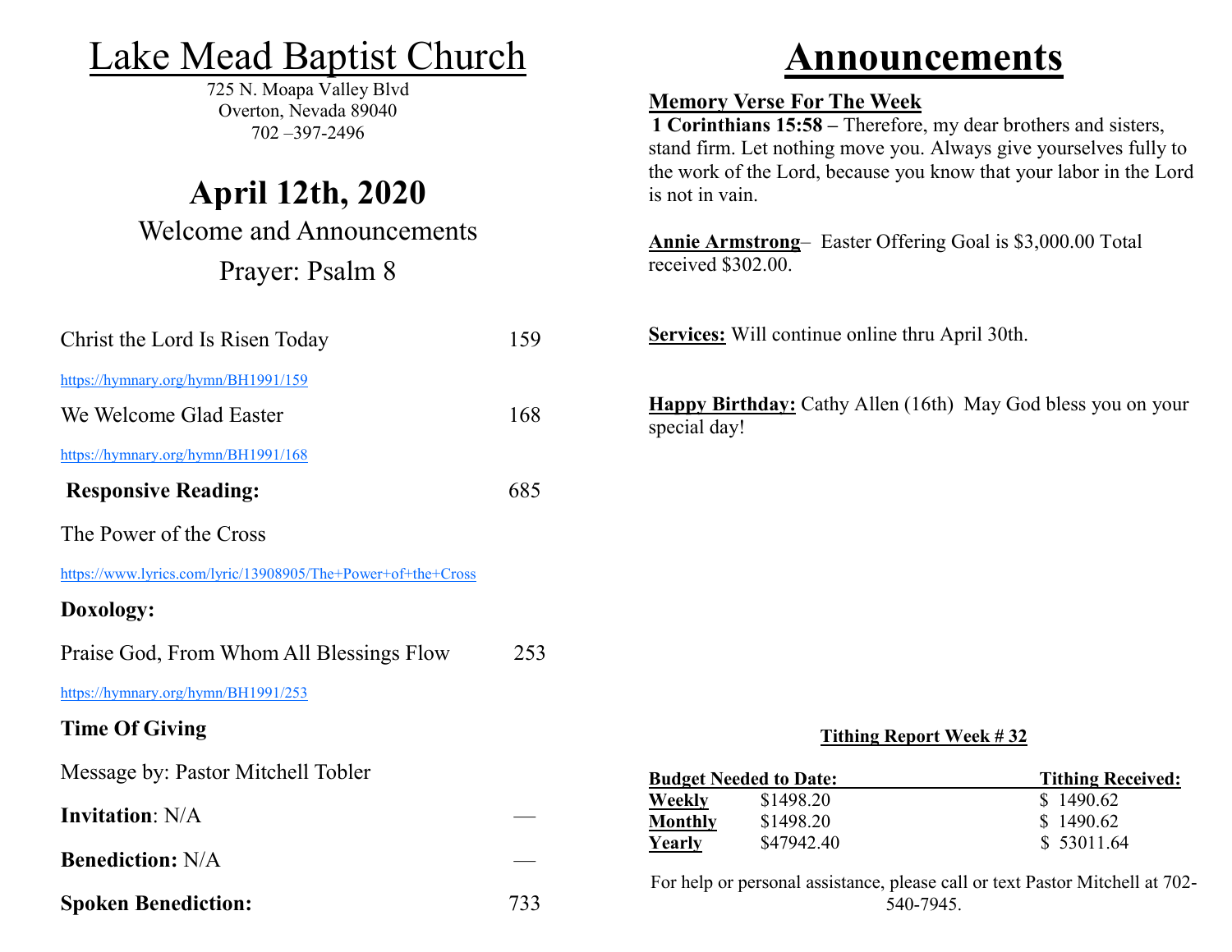# Lake Mead Baptist Church

725 N. Moapa Valley Blvd
Overton, Nevada 89040
702 –397-2496

## April 12th, 2020

Welcome and Announcements

Prayer: Psalm 8

Christ the Lord Is Risen Today 159

https://hymnary.org/hymn/BH1991/159

We Welcome Glad Easter 168

https://hymnary.org/hymn/BH1991/168

**Responsive Reading:** 685

The Power of the Cross

https://www.lyrics.com/lyric/13908905/The+Power+of+the+Cross

**Doxology:**

Praise God, From Whom All Blessings Flow 253

https://hymnary.org/hymn/BH1991/253

**Time Of Giving**

Message by: Pastor Mitchell Tobler

**Invitation**: N/A —

**Benediction:** N/A —

**Spoken Benediction:** 733

# Announcements

**Memory Verse For The Week**

**1 Corinthians 15:58 –** Therefore, my dear brothers and sisters, stand firm. Let nothing move you. Always give yourselves fully to the work of the Lord, because you know that your labor in the Lord is not in vain.

**Annie Armstrong**– Easter Offering Goal is $3,000.00 Total received $302.00.

**Services:** Will continue online thru April 30th.

**Happy Birthday:** Cathy Allen (16th) May God bless you on your special day!

**Tithing Report Week # 32**

| Budget Needed to Date: | | Tithing Received: |
|---|---|---|
| **Weekly** | $1498.20 | $ 1490.62 |
| **Monthly** | $1498.20 | $ 1490.62 |
| **Yearly** | $47942.40 | $ 53011.64 |

For help or personal assistance, please call or text Pastor Mitchell at 702-540-7945.